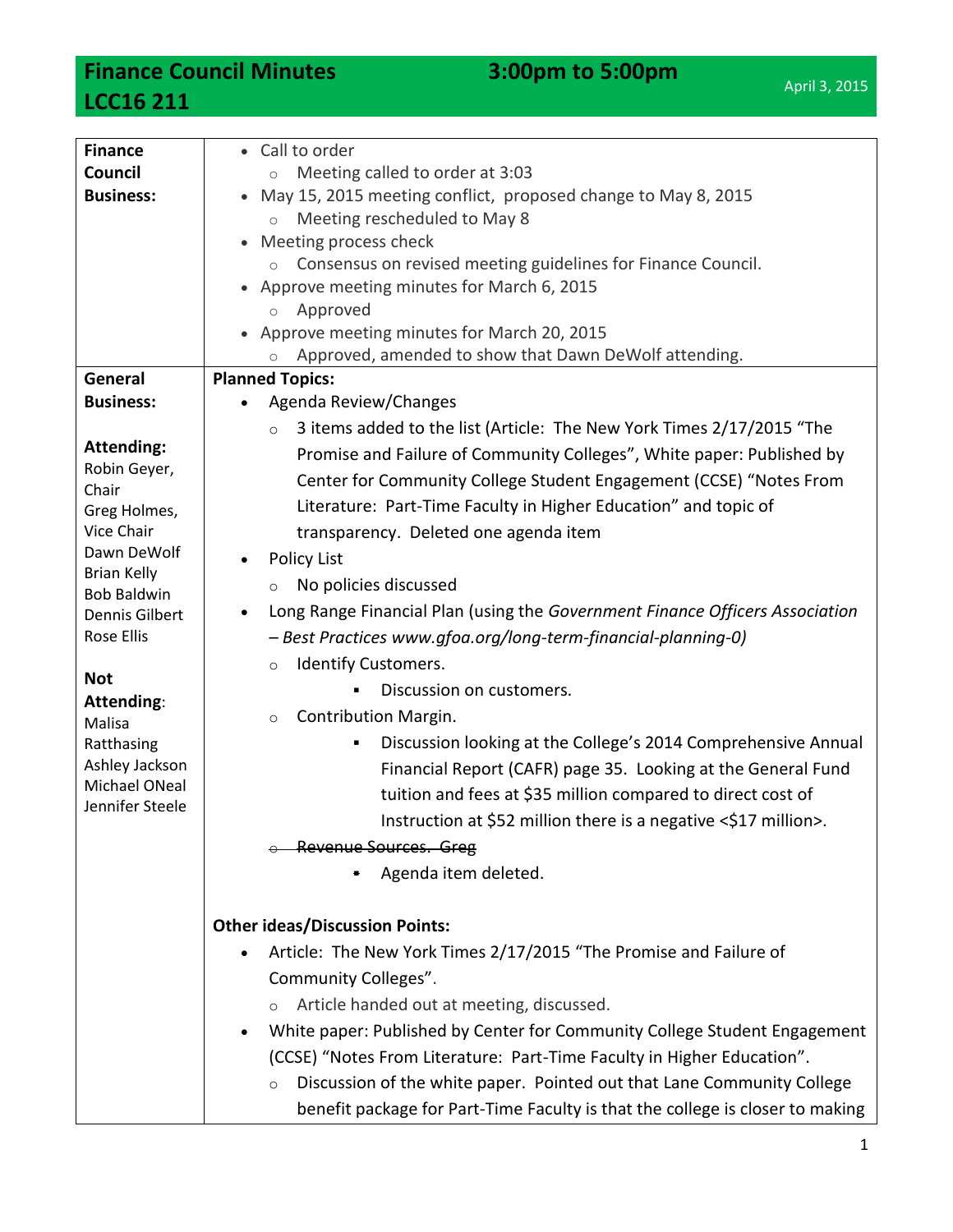# Finance Council Minutes — 3:00pm to 5:00pm
## LCC16 211

April 3, 2015

| | |
|---|---|
| **Finance Council Business:** | • Call to order<br>  ○ Meeting called to order at 3:03<br>• May 15, 2015 meeting conflict, proposed change to May 8, 2015<br>  ○ Meeting rescheduled to May 8<br>• Meeting process check<br>  ○ Consensus on revised meeting guidelines for Finance Council.<br>• Approve meeting minutes for March 6, 2015<br>  ○ Approved<br>• Approve meeting minutes for March 20, 2015<br>  ○ Approved, amended to show that Dawn DeWolf attending. |
| **General Business:**<br><br>**Attending:**<br>Robin Geyer, Chair<br>Greg Holmes, Vice Chair<br>Dawn DeWolf<br>Brian Kelly<br>Bob Baldwin<br>Dennis Gilbert<br>Rose Ellis<br><br>**Not Attending:**<br>Malisa Ratthasing<br>Ashley Jackson<br>Michael ONeal<br>Jennifer Steele | **Planned Topics:**<br>• Agenda Review/Changes<br>  ○ 3 items added to the list (Article: The New York Times 2/17/2015 "The Promise and Failure of Community Colleges", White paper: Published by Center for Community College Student Engagement (CCSE) "Notes From Literature: Part-Time Faculty in Higher Education" and topic of transparency. Deleted one agenda item<br>• Policy List<br>  ○ No policies discussed<br>• Long Range Financial Plan (using the *Government Finance Officers Association – Best Practices www.gfoa.org/long-term-financial-planning-0)*<br>  ○ Identify Customers.<br>    ▪ Discussion on customers.<br>  ○ Contribution Margin.<br>    ▪ Discussion looking at the College's 2014 Comprehensive Annual Financial Report (CAFR) page 35. Looking at the General Fund tuition and fees at $35 million compared to direct cost of Instruction at $52 million there is a negative <$17 million>.<br>  ○ ~~Revenue Sources. Greg~~<br>    ▪ Agenda item deleted.<br><br>**Other ideas/Discussion Points:**<br>• Article: The New York Times 2/17/2015 "The Promise and Failure of Community Colleges".<br>  ○ Article handed out at meeting, discussed.<br>• White paper: Published by Center for Community College Student Engagement (CCSE) "Notes From Literature: Part-Time Faculty in Higher Education".<br>  ○ Discussion of the white paper. Pointed out that Lane Community College benefit package for Part-Time Faculty is that the college is closer to making |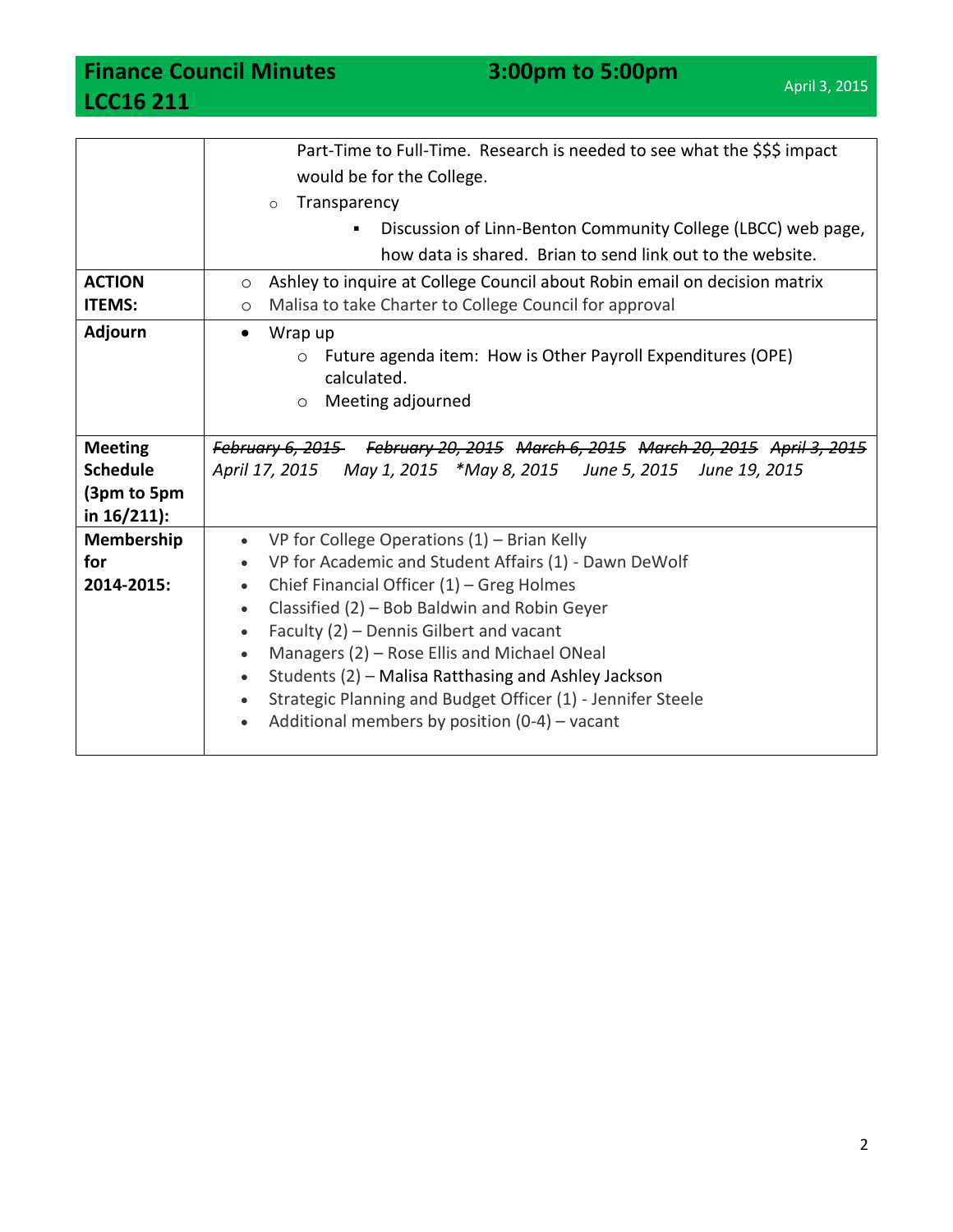# Finance Council Minutes LCC16 211

**3:00pm to 5:00pm**

April 3, 2015

| | |
|---|---|
| | Part-Time to Full-Time. Research is needed to see what the $$$ impact would be for the College.<br>○ Transparency<br>▪ Discussion of Linn-Benton Community College (LBCC) web page, how data is shared. Brian to send link out to the website. |
| **ACTION ITEMS:** | ○ Ashley to inquire at College Council about Robin email on decision matrix<br>○ Malisa to take Charter to College Council for approval |
| **Adjourn** | • Wrap up<br>○ Future agenda item: How is Other Payroll Expenditures (OPE) calculated.<br>○ Meeting adjourned |
| **Meeting Schedule (3pm to 5pm in 16/211):** | *~~February 6, 2015~~ ~~February 20, 2015~~ ~~March 6, 2015~~ ~~March 20, 2015~~ ~~April 3, 2015~~*<br>*April 17, 2015 May 1, 2015 *May 8, 2015 June 5, 2015 June 19, 2015* |
| **Membership for 2014-2015:** | • VP for College Operations (1) – Brian Kelly<br>• VP for Academic and Student Affairs (1) - Dawn DeWolf<br>• Chief Financial Officer (1) – Greg Holmes<br>• Classified (2) – Bob Baldwin and Robin Geyer<br>• Faculty (2) – Dennis Gilbert and vacant<br>• Managers (2) – Rose Ellis and Michael ONeal<br>• Students (2) – Malisa Ratthasing and Ashley Jackson<br>• Strategic Planning and Budget Officer (1) - Jennifer Steele<br>• Additional members by position (0-4) – vacant |